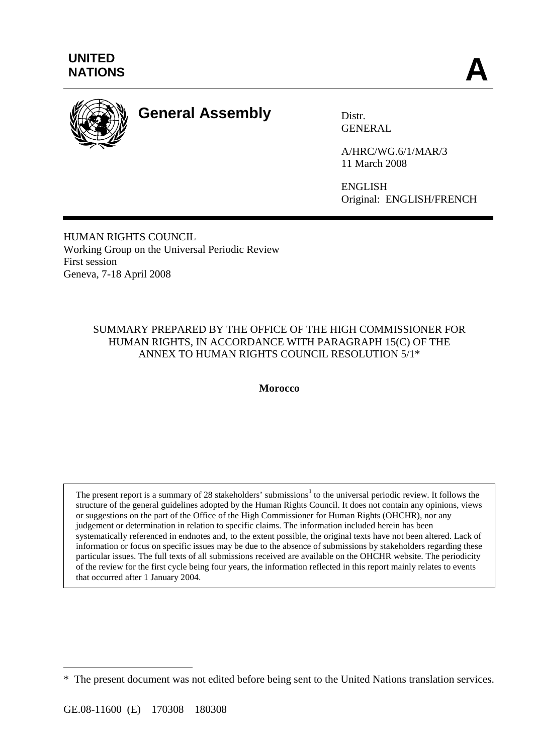UNITED NATIONS

# A

# General Assembly

Distr.
GENERAL

A/HRC/WG.6/1/MAR/3
11 March 2008

ENGLISH
Original: ENGLISH/FRENCH

HUMAN RIGHTS COUNCIL
Working Group on the Universal Periodic Review
First session
Geneva, 7-18 April 2008

## SUMMARY PREPARED BY THE OFFICE OF THE HIGH COMMISSIONER FOR HUMAN RIGHTS, IN ACCORDANCE WITH PARAGRAPH 15(C) OF THE ANNEX TO HUMAN RIGHTS COUNCIL RESOLUTION 5/1*

**Morocco**

The present report is a summary of 28 stakeholders' submissions[1] to the universal periodic review. It follows the structure of the general guidelines adopted by the Human Rights Council. It does not contain any opinions, views or suggestions on the part of the Office of the High Commissioner for Human Rights (OHCHR), nor any judgement or determination in relation to specific claims. The information included herein has been systematically referenced in endnotes and, to the extent possible, the original texts have not been altered. Lack of information or focus on specific issues may be due to the absence of submissions by stakeholders regarding these particular issues. The full texts of all submissions received are available on the OHCHR website. The periodicity of the review for the first cycle being four years, the information reflected in this report mainly relates to events that occurred after 1 January 2004.

\* The present document was not edited before being sent to the United Nations translation services.

GE.08-11600 (E) 170308 180308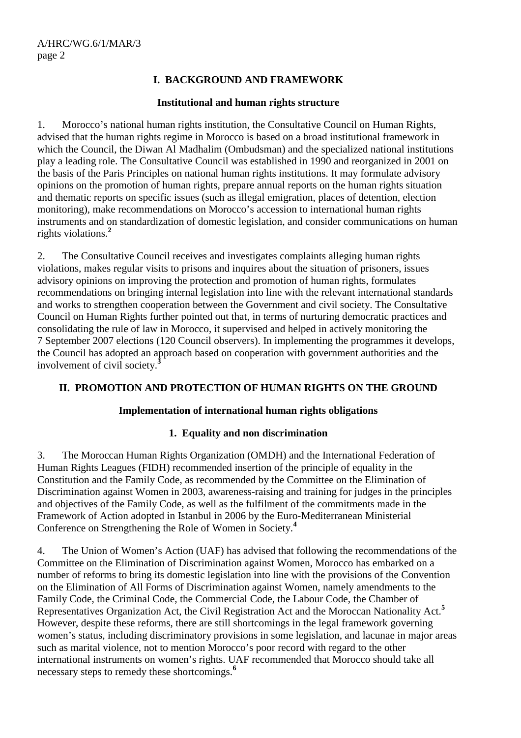## I. BACKGROUND AND FRAMEWORK

### Institutional and human rights structure

1. Morocco's national human rights institution, the Consultative Council on Human Rights, advised that the human rights regime in Morocco is based on a broad institutional framework in which the Council, the Diwan Al Madhalim (Ombudsman) and the specialized national institutions play a leading role. The Consultative Council was established in 1990 and reorganized in 2001 on the basis of the Paris Principles on national human rights institutions. It may formulate advisory opinions on the promotion of human rights, prepare annual reports on the human rights situation and thematic reports on specific issues (such as illegal emigration, places of detention, election monitoring), make recommendations on Morocco's accession to international human rights instruments and on standardization of domestic legislation, and consider communications on human rights violations.[2]

2. The Consultative Council receives and investigates complaints alleging human rights violations, makes regular visits to prisons and inquires about the situation of prisoners, issues advisory opinions on improving the protection and promotion of human rights, formulates recommendations on bringing internal legislation into line with the relevant international standards and works to strengthen cooperation between the Government and civil society. The Consultative Council on Human Rights further pointed out that, in terms of nurturing democratic practices and consolidating the rule of law in Morocco, it supervised and helped in actively monitoring the 7 September 2007 elections (120 Council observers). In implementing the programmes it develops, the Council has adopted an approach based on cooperation with government authorities and the involvement of civil society.[3]

## II. PROMOTION AND PROTECTION OF HUMAN RIGHTS ON THE GROUND

### Implementation of international human rights obligations

#### 1. Equality and non discrimination

3. The Moroccan Human Rights Organization (OMDH) and the International Federation of Human Rights Leagues (FIDH) recommended insertion of the principle of equality in the Constitution and the Family Code, as recommended by the Committee on the Elimination of Discrimination against Women in 2003, awareness-raising and training for judges in the principles and objectives of the Family Code, as well as the fulfilment of the commitments made in the Framework of Action adopted in Istanbul in 2006 by the Euro-Mediterranean Ministerial Conference on Strengthening the Role of Women in Society.[4]

4. The Union of Women's Action (UAF) has advised that following the recommendations of the Committee on the Elimination of Discrimination against Women, Morocco has embarked on a number of reforms to bring its domestic legislation into line with the provisions of the Convention on the Elimination of All Forms of Discrimination against Women, namely amendments to the Family Code, the Criminal Code, the Commercial Code, the Labour Code, the Chamber of Representatives Organization Act, the Civil Registration Act and the Moroccan Nationality Act.[5] However, despite these reforms, there are still shortcomings in the legal framework governing women's status, including discriminatory provisions in some legislation, and lacunae in major areas such as marital violence, not to mention Morocco's poor record with regard to the other international instruments on women's rights. UAF recommended that Morocco should take all necessary steps to remedy these shortcomings.[6]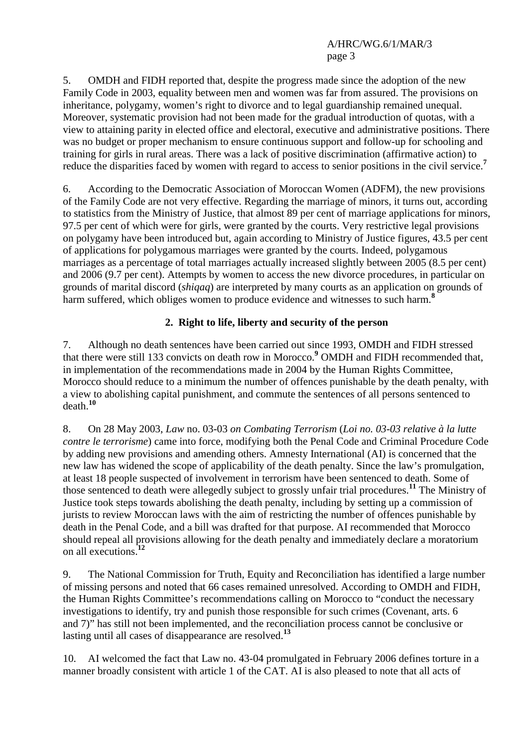5. OMDH and FIDH reported that, despite the progress made since the adoption of the new Family Code in 2003, equality between men and women was far from assured. The provisions on inheritance, polygamy, women's right to divorce and to legal guardianship remained unequal. Moreover, systematic provision had not been made for the gradual introduction of quotas, with a view to attaining parity in elected office and electoral, executive and administrative positions. There was no budget or proper mechanism to ensure continuous support and follow-up for schooling and training for girls in rural areas. There was a lack of positive discrimination (affirmative action) to reduce the disparities faced by women with regard to access to senior positions in the civil service.[7]

6. According to the Democratic Association of Moroccan Women (ADFM), the new provisions of the Family Code are not very effective. Regarding the marriage of minors, it turns out, according to statistics from the Ministry of Justice, that almost 89 per cent of marriage applications for minors, 97.5 per cent of which were for girls, were granted by the courts. Very restrictive legal provisions on polygamy have been introduced but, again according to Ministry of Justice figures, 43.5 per cent of applications for polygamous marriages were granted by the courts. Indeed, polygamous marriages as a percentage of total marriages actually increased slightly between 2005 (8.5 per cent) and 2006 (9.7 per cent). Attempts by women to access the new divorce procedures, in particular on grounds of marital discord (*shiqaq*) are interpreted by many courts as an application on grounds of harm suffered, which obliges women to produce evidence and witnesses to such harm.[8]

### 2. Right to life, liberty and security of the person

7. Although no death sentences have been carried out since 1993, OMDH and FIDH stressed that there were still 133 convicts on death row in Morocco.[9] OMDH and FIDH recommended that, in implementation of the recommendations made in 2004 by the Human Rights Committee, Morocco should reduce to a minimum the number of offences punishable by the death penalty, with a view to abolishing capital punishment, and commute the sentences of all persons sentenced to death.[10]

8. On 28 May 2003, *Law* no. 03-03 *on Combating Terrorism* (*Loi no. 03-03 relative à la lutte contre le terrorisme*) came into force, modifying both the Penal Code and Criminal Procedure Code by adding new provisions and amending others. Amnesty International (AI) is concerned that the new law has widened the scope of applicability of the death penalty. Since the law's promulgation, at least 18 people suspected of involvement in terrorism have been sentenced to death. Some of those sentenced to death were allegedly subject to grossly unfair trial procedures.[11] The Ministry of Justice took steps towards abolishing the death penalty, including by setting up a commission of jurists to review Moroccan laws with the aim of restricting the number of offences punishable by death in the Penal Code, and a bill was drafted for that purpose. AI recommended that Morocco should repeal all provisions allowing for the death penalty and immediately declare a moratorium on all executions.[12]

9. The National Commission for Truth, Equity and Reconciliation has identified a large number of missing persons and noted that 66 cases remained unresolved. According to OMDH and FIDH, the Human Rights Committee's recommendations calling on Morocco to "conduct the necessary investigations to identify, try and punish those responsible for such crimes (Covenant, arts. 6 and 7)" has still not been implemented, and the reconciliation process cannot be conclusive or lasting until all cases of disappearance are resolved.[13]

10. AI welcomed the fact that Law no. 43-04 promulgated in February 2006 defines torture in a manner broadly consistent with article 1 of the CAT. AI is also pleased to note that all acts of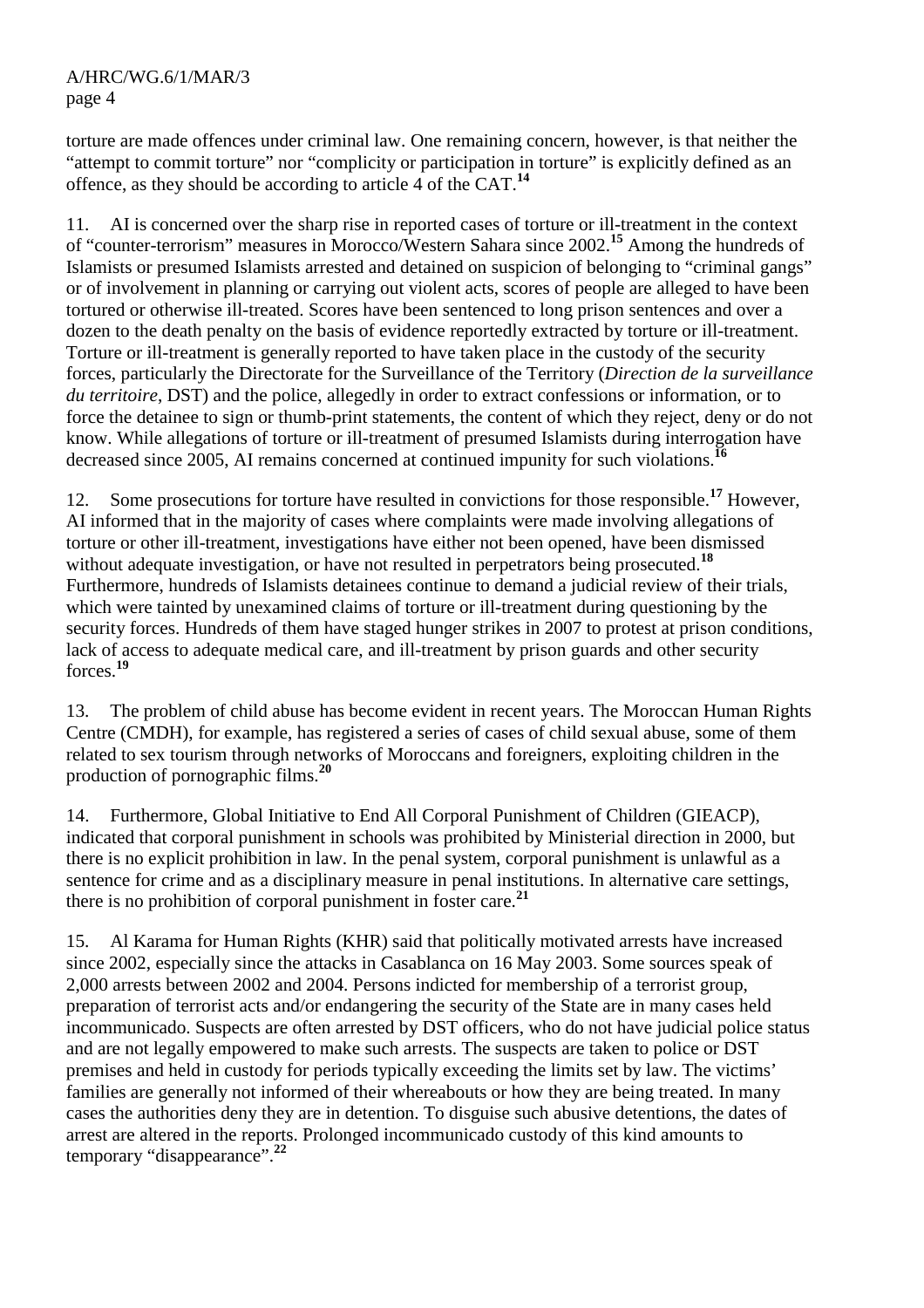torture are made offences under criminal law. One remaining concern, however, is that neither the "attempt to commit torture" nor "complicity or participation in torture" is explicitly defined as an offence, as they should be according to article 4 of the CAT.[14]

11. AI is concerned over the sharp rise in reported cases of torture or ill-treatment in the context of "counter-terrorism" measures in Morocco/Western Sahara since 2002.[15] Among the hundreds of Islamists or presumed Islamists arrested and detained on suspicion of belonging to "criminal gangs" or of involvement in planning or carrying out violent acts, scores of people are alleged to have been tortured or otherwise ill-treated. Scores have been sentenced to long prison sentences and over a dozen to the death penalty on the basis of evidence reportedly extracted by torture or ill-treatment. Torture or ill-treatment is generally reported to have taken place in the custody of the security forces, particularly the Directorate for the Surveillance of the Territory (*Direction de la surveillance du territoire*, DST) and the police, allegedly in order to extract confessions or information, or to force the detainee to sign or thumb-print statements, the content of which they reject, deny or do not know. While allegations of torture or ill-treatment of presumed Islamists during interrogation have decreased since 2005, AI remains concerned at continued impunity for such violations.[16]

12. Some prosecutions for torture have resulted in convictions for those responsible.[17] However, AI informed that in the majority of cases where complaints were made involving allegations of torture or other ill-treatment, investigations have either not been opened, have been dismissed without adequate investigation, or have not resulted in perpetrators being prosecuted.[18] Furthermore, hundreds of Islamists detainees continue to demand a judicial review of their trials, which were tainted by unexamined claims of torture or ill-treatment during questioning by the security forces. Hundreds of them have staged hunger strikes in 2007 to protest at prison conditions, lack of access to adequate medical care, and ill-treatment by prison guards and other security forces.[19]

13. The problem of child abuse has become evident in recent years. The Moroccan Human Rights Centre (CMDH), for example, has registered a series of cases of child sexual abuse, some of them related to sex tourism through networks of Moroccans and foreigners, exploiting children in the production of pornographic films.[20]

14. Furthermore, Global Initiative to End All Corporal Punishment of Children (GIEACP), indicated that corporal punishment in schools was prohibited by Ministerial direction in 2000, but there is no explicit prohibition in law. In the penal system, corporal punishment is unlawful as a sentence for crime and as a disciplinary measure in penal institutions. In alternative care settings, there is no prohibition of corporal punishment in foster care.[21]

15. Al Karama for Human Rights (KHR) said that politically motivated arrests have increased since 2002, especially since the attacks in Casablanca on 16 May 2003. Some sources speak of 2,000 arrests between 2002 and 2004. Persons indicted for membership of a terrorist group, preparation of terrorist acts and/or endangering the security of the State are in many cases held incommunicado. Suspects are often arrested by DST officers, who do not have judicial police status and are not legally empowered to make such arrests. The suspects are taken to police or DST premises and held in custody for periods typically exceeding the limits set by law. The victims' families are generally not informed of their whereabouts or how they are being treated. In many cases the authorities deny they are in detention. To disguise such abusive detentions, the dates of arrest are altered in the reports. Prolonged incommunicado custody of this kind amounts to temporary "disappearance".[22]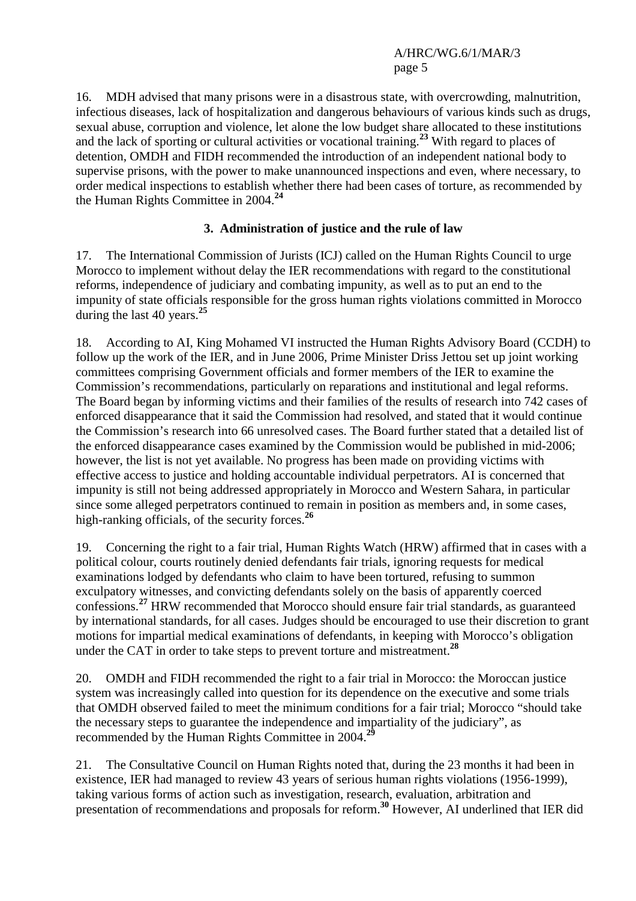16. MDH advised that many prisons were in a disastrous state, with overcrowding, malnutrition, infectious diseases, lack of hospitalization and dangerous behaviours of various kinds such as drugs, sexual abuse, corruption and violence, let alone the low budget share allocated to these institutions and the lack of sporting or cultural activities or vocational training.[23] With regard to places of detention, OMDH and FIDH recommended the introduction of an independent national body to supervise prisons, with the power to make unannounced inspections and even, where necessary, to order medical inspections to establish whether there had been cases of torture, as recommended by the Human Rights Committee in 2004.[24]

### 3. Administration of justice and the rule of law

17. The International Commission of Jurists (ICJ) called on the Human Rights Council to urge Morocco to implement without delay the IER recommendations with regard to the constitutional reforms, independence of judiciary and combating impunity, as well as to put an end to the impunity of state officials responsible for the gross human rights violations committed in Morocco during the last 40 years.[25]

18. According to AI, King Mohamed VI instructed the Human Rights Advisory Board (CCDH) to follow up the work of the IER, and in June 2006, Prime Minister Driss Jettou set up joint working committees comprising Government officials and former members of the IER to examine the Commission's recommendations, particularly on reparations and institutional and legal reforms. The Board began by informing victims and their families of the results of research into 742 cases of enforced disappearance that it said the Commission had resolved, and stated that it would continue the Commission's research into 66 unresolved cases. The Board further stated that a detailed list of the enforced disappearance cases examined by the Commission would be published in mid-2006; however, the list is not yet available. No progress has been made on providing victims with effective access to justice and holding accountable individual perpetrators. AI is concerned that impunity is still not being addressed appropriately in Morocco and Western Sahara, in particular since some alleged perpetrators continued to remain in position as members and, in some cases, high-ranking officials, of the security forces.[26]

19. Concerning the right to a fair trial, Human Rights Watch (HRW) affirmed that in cases with a political colour, courts routinely denied defendants fair trials, ignoring requests for medical examinations lodged by defendants who claim to have been tortured, refusing to summon exculpatory witnesses, and convicting defendants solely on the basis of apparently coerced confessions.[27] HRW recommended that Morocco should ensure fair trial standards, as guaranteed by international standards, for all cases. Judges should be encouraged to use their discretion to grant motions for impartial medical examinations of defendants, in keeping with Morocco's obligation under the CAT in order to take steps to prevent torture and mistreatment.[28]

20. OMDH and FIDH recommended the right to a fair trial in Morocco: the Moroccan justice system was increasingly called into question for its dependence on the executive and some trials that OMDH observed failed to meet the minimum conditions for a fair trial; Morocco "should take the necessary steps to guarantee the independence and impartiality of the judiciary", as recommended by the Human Rights Committee in 2004.[29]

21. The Consultative Council on Human Rights noted that, during the 23 months it had been in existence, IER had managed to review 43 years of serious human rights violations (1956-1999), taking various forms of action such as investigation, research, evaluation, arbitration and presentation of recommendations and proposals for reform.[30] However, AI underlined that IER did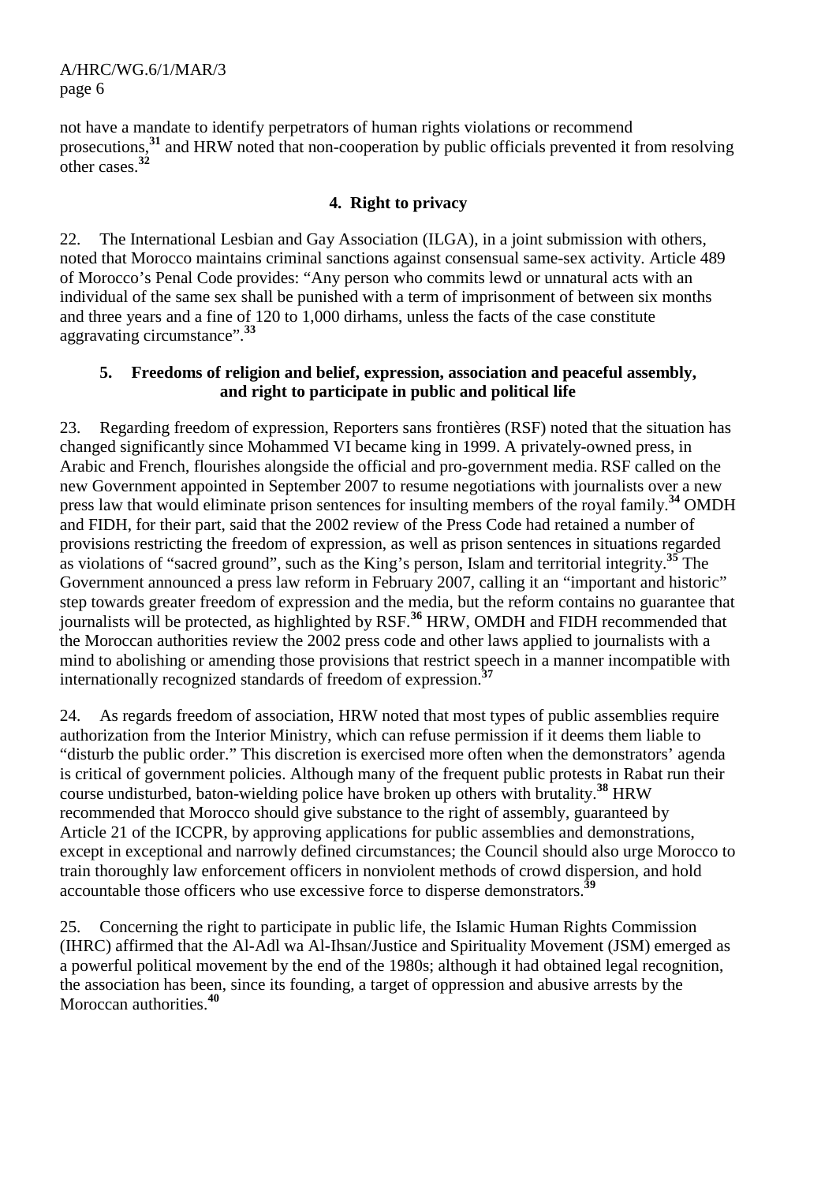not have a mandate to identify perpetrators of human rights violations or recommend prosecutions,[31] and HRW noted that non-cooperation by public officials prevented it from resolving other cases.[32]

### 4. Right to privacy

22. The International Lesbian and Gay Association (ILGA), in a joint submission with others, noted that Morocco maintains criminal sanctions against consensual same-sex activity. Article 489 of Morocco's Penal Code provides: "Any person who commits lewd or unnatural acts with an individual of the same sex shall be punished with a term of imprisonment of between six months and three years and a fine of 120 to 1,000 dirhams, unless the facts of the case constitute aggravating circumstance".[33]

### 5. Freedoms of religion and belief, expression, association and peaceful assembly, and right to participate in public and political life

23. Regarding freedom of expression, Reporters sans frontières (RSF) noted that the situation has changed significantly since Mohammed VI became king in 1999. A privately-owned press, in Arabic and French, flourishes alongside the official and pro-government media. RSF called on the new Government appointed in September 2007 to resume negotiations with journalists over a new press law that would eliminate prison sentences for insulting members of the royal family.[34] OMDH and FIDH, for their part, said that the 2002 review of the Press Code had retained a number of provisions restricting the freedom of expression, as well as prison sentences in situations regarded as violations of "sacred ground", such as the King's person, Islam and territorial integrity.[35] The Government announced a press law reform in February 2007, calling it an "important and historic" step towards greater freedom of expression and the media, but the reform contains no guarantee that journalists will be protected, as highlighted by RSF.[36] HRW, OMDH and FIDH recommended that the Moroccan authorities review the 2002 press code and other laws applied to journalists with a mind to abolishing or amending those provisions that restrict speech in a manner incompatible with internationally recognized standards of freedom of expression.[37]

24. As regards freedom of association, HRW noted that most types of public assemblies require authorization from the Interior Ministry, which can refuse permission if it deems them liable to "disturb the public order." This discretion is exercised more often when the demonstrators' agenda is critical of government policies. Although many of the frequent public protests in Rabat run their course undisturbed, baton-wielding police have broken up others with brutality.[38] HRW recommended that Morocco should give substance to the right of assembly, guaranteed by Article 21 of the ICCPR, by approving applications for public assemblies and demonstrations, except in exceptional and narrowly defined circumstances; the Council should also urge Morocco to train thoroughly law enforcement officers in nonviolent methods of crowd dispersion, and hold accountable those officers who use excessive force to disperse demonstrators.[39]

25. Concerning the right to participate in public life, the Islamic Human Rights Commission (IHRC) affirmed that the Al-Adl wa Al-Ihsan/Justice and Spirituality Movement (JSM) emerged as a powerful political movement by the end of the 1980s; although it had obtained legal recognition, the association has been, since its founding, a target of oppression and abusive arrests by the Moroccan authorities.[40]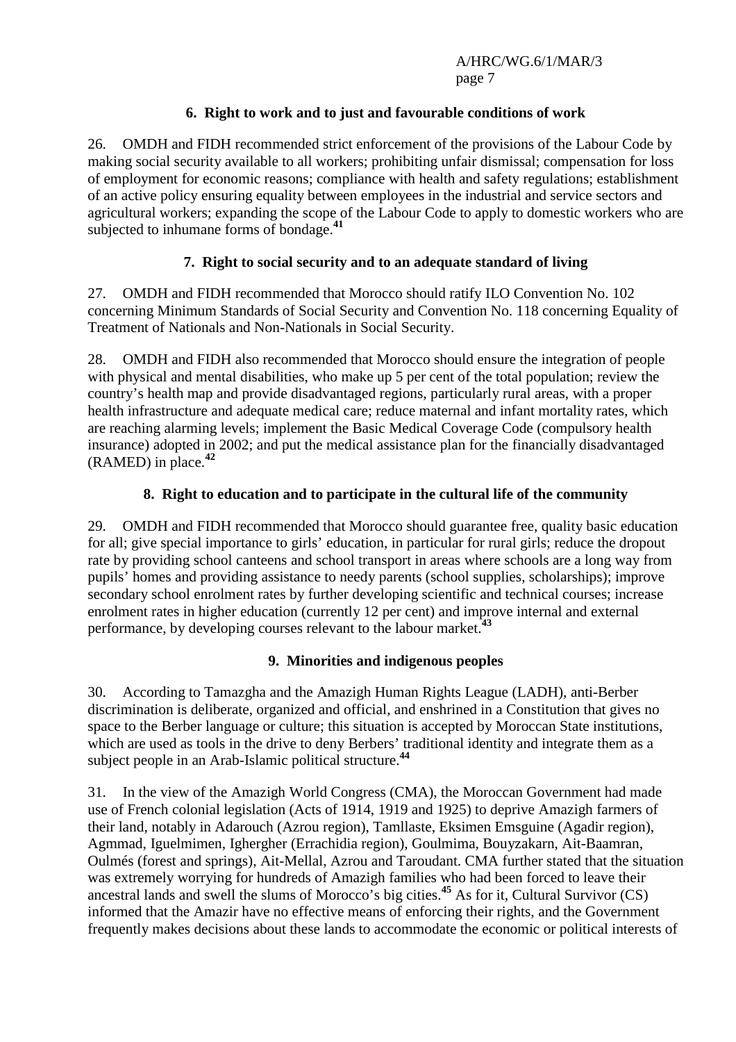### 6. Right to work and to just and favourable conditions of work

26. OMDH and FIDH recommended strict enforcement of the provisions of the Labour Code by making social security available to all workers; prohibiting unfair dismissal; compensation for loss of employment for economic reasons; compliance with health and safety regulations; establishment of an active policy ensuring equality between employees in the industrial and service sectors and agricultural workers; expanding the scope of the Labour Code to apply to domestic workers who are subjected to inhumane forms of bondage.[41]

### 7. Right to social security and to an adequate standard of living

27. OMDH and FIDH recommended that Morocco should ratify ILO Convention No. 102 concerning Minimum Standards of Social Security and Convention No. 118 concerning Equality of Treatment of Nationals and Non-Nationals in Social Security.

28. OMDH and FIDH also recommended that Morocco should ensure the integration of people with physical and mental disabilities, who make up 5 per cent of the total population; review the country's health map and provide disadvantaged regions, particularly rural areas, with a proper health infrastructure and adequate medical care; reduce maternal and infant mortality rates, which are reaching alarming levels; implement the Basic Medical Coverage Code (compulsory health insurance) adopted in 2002; and put the medical assistance plan for the financially disadvantaged (RAMED) in place.[42]

### 8. Right to education and to participate in the cultural life of the community

29. OMDH and FIDH recommended that Morocco should guarantee free, quality basic education for all; give special importance to girls' education, in particular for rural girls; reduce the dropout rate by providing school canteens and school transport in areas where schools are a long way from pupils' homes and providing assistance to needy parents (school supplies, scholarships); improve secondary school enrolment rates by further developing scientific and technical courses; increase enrolment rates in higher education (currently 12 per cent) and improve internal and external performance, by developing courses relevant to the labour market.[43]

### 9. Minorities and indigenous peoples

30. According to Tamazgha and the Amazigh Human Rights League (LADH), anti-Berber discrimination is deliberate, organized and official, and enshrined in a Constitution that gives no space to the Berber language or culture; this situation is accepted by Moroccan State institutions, which are used as tools in the drive to deny Berbers' traditional identity and integrate them as a subject people in an Arab-Islamic political structure.[44]

31. In the view of the Amazigh World Congress (CMA), the Moroccan Government had made use of French colonial legislation (Acts of 1914, 1919 and 1925) to deprive Amazigh farmers of their land, notably in Adarouch (Azrou region), Tamllaste, Eksimen Emsguine (Agadir region), Agmmad, Iguelmimen, Ighergher (Errachidia region), Goulmima, Bouyzakarn, Ait-Baamran, Oulmés (forest and springs), Ait-Mellal, Azrou and Taroudant. CMA further stated that the situation was extremely worrying for hundreds of Amazigh families who had been forced to leave their ancestral lands and swell the slums of Morocco's big cities.[45] As for it, Cultural Survivor (CS) informed that the Amazir have no effective means of enforcing their rights, and the Government frequently makes decisions about these lands to accommodate the economic or political interests of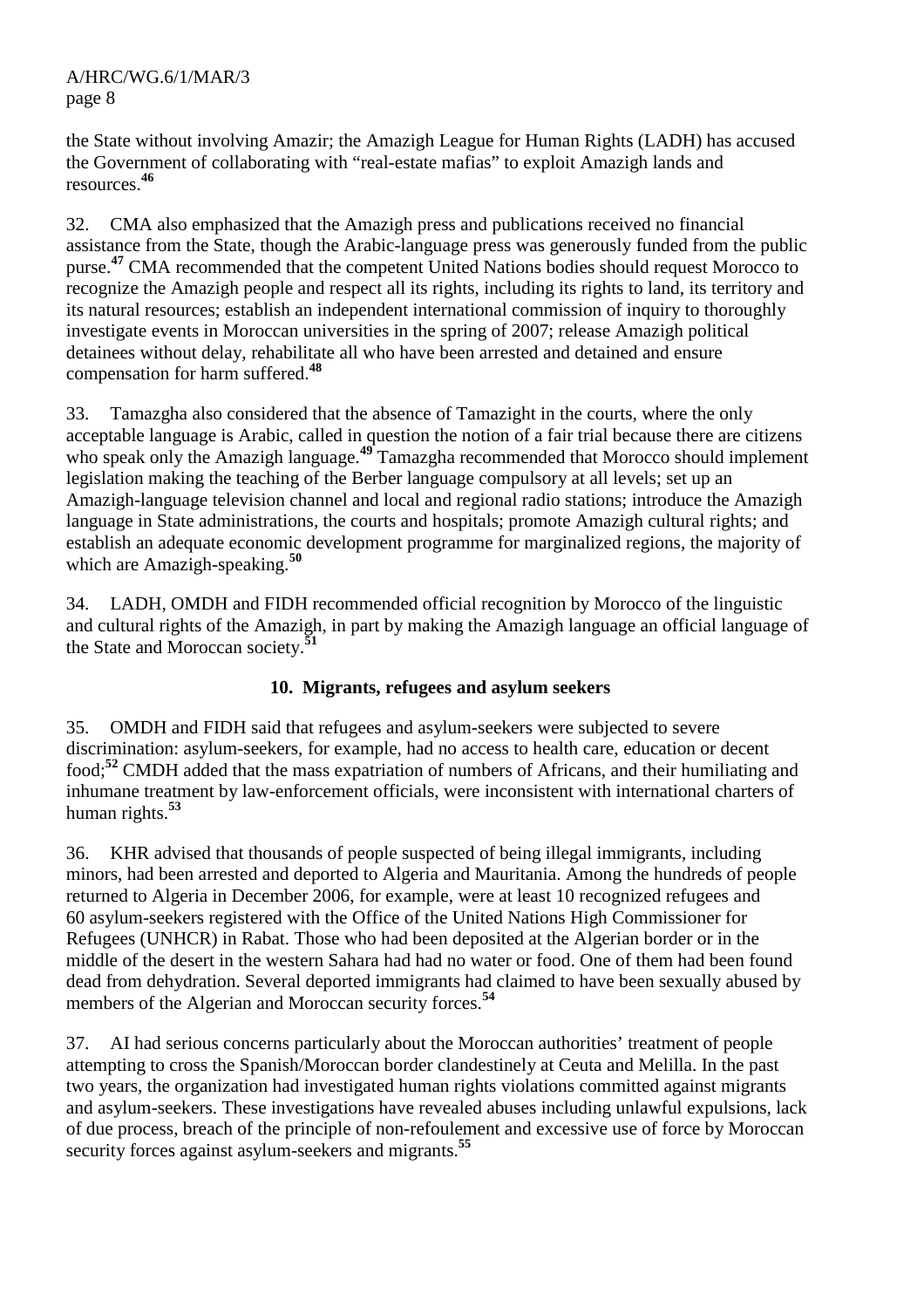the State without involving Amazir; the Amazigh League for Human Rights (LADH) has accused the Government of collaborating with "real-estate mafias" to exploit Amazigh lands and resources.[46]

32. CMA also emphasized that the Amazigh press and publications received no financial assistance from the State, though the Arabic-language press was generously funded from the public purse.[47] CMA recommended that the competent United Nations bodies should request Morocco to recognize the Amazigh people and respect all its rights, including its rights to land, its territory and its natural resources; establish an independent international commission of inquiry to thoroughly investigate events in Moroccan universities in the spring of 2007; release Amazigh political detainees without delay, rehabilitate all who have been arrested and detained and ensure compensation for harm suffered.[48]

33. Tamazgha also considered that the absence of Tamazight in the courts, where the only acceptable language is Arabic, called in question the notion of a fair trial because there are citizens who speak only the Amazigh language.[49] Tamazgha recommended that Morocco should implement legislation making the teaching of the Berber language compulsory at all levels; set up an Amazigh-language television channel and local and regional radio stations; introduce the Amazigh language in State administrations, the courts and hospitals; promote Amazigh cultural rights; and establish an adequate economic development programme for marginalized regions, the majority of which are Amazigh-speaking.[50]

34. LADH, OMDH and FIDH recommended official recognition by Morocco of the linguistic and cultural rights of the Amazigh, in part by making the Amazigh language an official language of the State and Moroccan society.[51]

### 10. Migrants, refugees and asylum seekers

35. OMDH and FIDH said that refugees and asylum-seekers were subjected to severe discrimination: asylum-seekers, for example, had no access to health care, education or decent food;[52] CMDH added that the mass expatriation of numbers of Africans, and their humiliating and inhumane treatment by law-enforcement officials, were inconsistent with international charters of human rights.[53]

36. KHR advised that thousands of people suspected of being illegal immigrants, including minors, had been arrested and deported to Algeria and Mauritania. Among the hundreds of people returned to Algeria in December 2006, for example, were at least 10 recognized refugees and 60 asylum-seekers registered with the Office of the United Nations High Commissioner for Refugees (UNHCR) in Rabat. Those who had been deposited at the Algerian border or in the middle of the desert in the western Sahara had had no water or food. One of them had been found dead from dehydration. Several deported immigrants had claimed to have been sexually abused by members of the Algerian and Moroccan security forces.[54]

37. AI had serious concerns particularly about the Moroccan authorities' treatment of people attempting to cross the Spanish/Moroccan border clandestinely at Ceuta and Melilla. In the past two years, the organization had investigated human rights violations committed against migrants and asylum-seekers. These investigations have revealed abuses including unlawful expulsions, lack of due process, breach of the principle of non-refoulement and excessive use of force by Moroccan security forces against asylum-seekers and migrants.[55]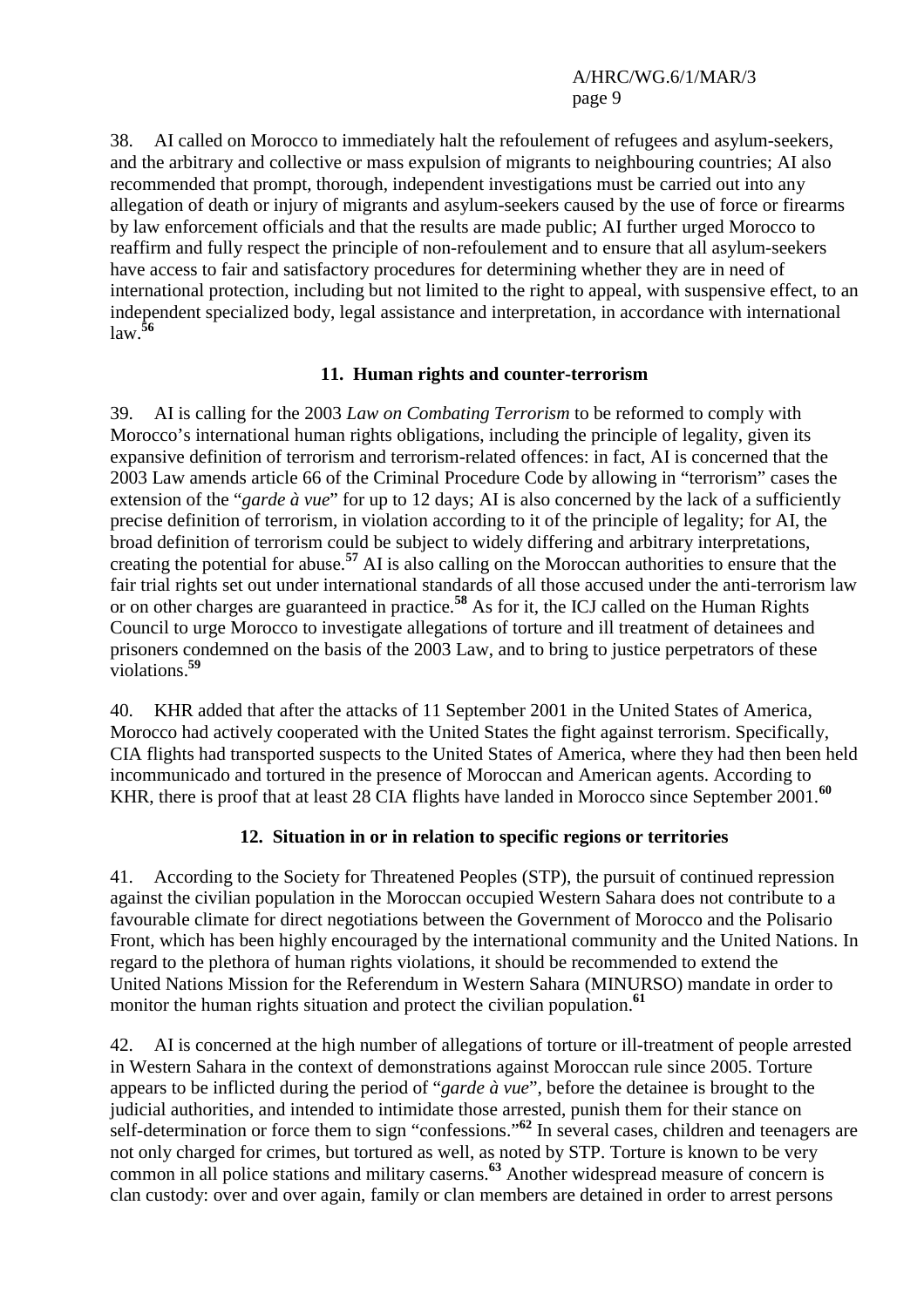38. AI called on Morocco to immediately halt the refoulement of refugees and asylum-seekers, and the arbitrary and collective or mass expulsion of migrants to neighbouring countries; AI also recommended that prompt, thorough, independent investigations must be carried out into any allegation of death or injury of migrants and asylum-seekers caused by the use of force or firearms by law enforcement officials and that the results are made public; AI further urged Morocco to reaffirm and fully respect the principle of non-refoulement and to ensure that all asylum-seekers have access to fair and satisfactory procedures for determining whether they are in need of international protection, including but not limited to the right to appeal, with suspensive effect, to an independent specialized body, legal assistance and interpretation, in accordance with international law.[56]

### 11. Human rights and counter-terrorism

39. AI is calling for the 2003 *Law on Combating Terrorism* to be reformed to comply with Morocco's international human rights obligations, including the principle of legality, given its expansive definition of terrorism and terrorism-related offences: in fact, AI is concerned that the 2003 Law amends article 66 of the Criminal Procedure Code by allowing in "terrorism" cases the extension of the "*garde à vue*" for up to 12 days; AI is also concerned by the lack of a sufficiently precise definition of terrorism, in violation according to it of the principle of legality; for AI, the broad definition of terrorism could be subject to widely differing and arbitrary interpretations, creating the potential for abuse.[57] AI is also calling on the Moroccan authorities to ensure that the fair trial rights set out under international standards of all those accused under the anti-terrorism law or on other charges are guaranteed in practice.[58] As for it, the ICJ called on the Human Rights Council to urge Morocco to investigate allegations of torture and ill treatment of detainees and prisoners condemned on the basis of the 2003 Law, and to bring to justice perpetrators of these violations.[59]

40. KHR added that after the attacks of 11 September 2001 in the United States of America, Morocco had actively cooperated with the United States the fight against terrorism. Specifically, CIA flights had transported suspects to the United States of America, where they had then been held incommunicado and tortured in the presence of Moroccan and American agents. According to KHR, there is proof that at least 28 CIA flights have landed in Morocco since September 2001.[60]

### 12. Situation in or in relation to specific regions or territories

41. According to the Society for Threatened Peoples (STP), the pursuit of continued repression against the civilian population in the Moroccan occupied Western Sahara does not contribute to a favourable climate for direct negotiations between the Government of Morocco and the Polisario Front, which has been highly encouraged by the international community and the United Nations. In regard to the plethora of human rights violations, it should be recommended to extend the United Nations Mission for the Referendum in Western Sahara (MINURSO) mandate in order to monitor the human rights situation and protect the civilian population.[61]

42. AI is concerned at the high number of allegations of torture or ill-treatment of people arrested in Western Sahara in the context of demonstrations against Moroccan rule since 2005. Torture appears to be inflicted during the period of "*garde à vue*", before the detainee is brought to the judicial authorities, and intended to intimidate those arrested, punish them for their stance on self-determination or force them to sign "confessions."[62] In several cases, children and teenagers are not only charged for crimes, but tortured as well, as noted by STP. Torture is known to be very common in all police stations and military caserns.[63] Another widespread measure of concern is clan custody: over and over again, family or clan members are detained in order to arrest persons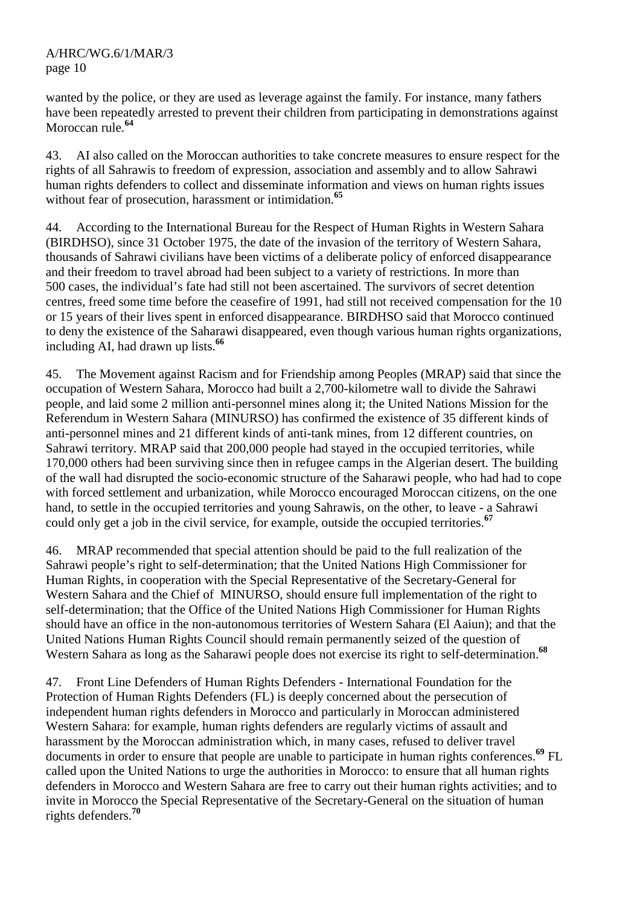wanted by the police, or they are used as leverage against the family. For instance, many fathers have been repeatedly arrested to prevent their children from participating in demonstrations against Moroccan rule.[64]

43. AI also called on the Moroccan authorities to take concrete measures to ensure respect for the rights of all Sahrawis to freedom of expression, association and assembly and to allow Sahrawi human rights defenders to collect and disseminate information and views on human rights issues without fear of prosecution, harassment or intimidation.[65]

44. According to the International Bureau for the Respect of Human Rights in Western Sahara (BIRDHSO), since 31 October 1975, the date of the invasion of the territory of Western Sahara, thousands of Sahrawi civilians have been victims of a deliberate policy of enforced disappearance and their freedom to travel abroad had been subject to a variety of restrictions. In more than 500 cases, the individual's fate had still not been ascertained. The survivors of secret detention centres, freed some time before the ceasefire of 1991, had still not received compensation for the 10 or 15 years of their lives spent in enforced disappearance. BIRDHSO said that Morocco continued to deny the existence of the Saharawi disappeared, even though various human rights organizations, including AI, had drawn up lists.[66]

45. The Movement against Racism and for Friendship among Peoples (MRAP) said that since the occupation of Western Sahara, Morocco had built a 2,700-kilometre wall to divide the Sahrawi people, and laid some 2 million anti-personnel mines along it; the United Nations Mission for the Referendum in Western Sahara (MINURSO) has confirmed the existence of 35 different kinds of anti-personnel mines and 21 different kinds of anti-tank mines, from 12 different countries, on Sahrawi territory. MRAP said that 200,000 people had stayed in the occupied territories, while 170,000 others had been surviving since then in refugee camps in the Algerian desert. The building of the wall had disrupted the socio-economic structure of the Saharawi people, who had had to cope with forced settlement and urbanization, while Morocco encouraged Moroccan citizens, on the one hand, to settle in the occupied territories and young Sahrawis, on the other, to leave - a Sahrawi could only get a job in the civil service, for example, outside the occupied territories.[67]

46. MRAP recommended that special attention should be paid to the full realization of the Sahrawi people's right to self-determination; that the United Nations High Commissioner for Human Rights, in cooperation with the Special Representative of the Secretary-General for Western Sahara and the Chief of MINURSO, should ensure full implementation of the right to self-determination; that the Office of the United Nations High Commissioner for Human Rights should have an office in the non-autonomous territories of Western Sahara (El Aaiun); and that the United Nations Human Rights Council should remain permanently seized of the question of Western Sahara as long as the Saharawi people does not exercise its right to self-determination.[68]

47. Front Line Defenders of Human Rights Defenders - International Foundation for the Protection of Human Rights Defenders (FL) is deeply concerned about the persecution of independent human rights defenders in Morocco and particularly in Moroccan administered Western Sahara: for example, human rights defenders are regularly victims of assault and harassment by the Moroccan administration which, in many cases, refused to deliver travel documents in order to ensure that people are unable to participate in human rights conferences.[69] FL called upon the United Nations to urge the authorities in Morocco: to ensure that all human rights defenders in Morocco and Western Sahara are free to carry out their human rights activities; and to invite in Morocco the Special Representative of the Secretary-General on the situation of human rights defenders.[70]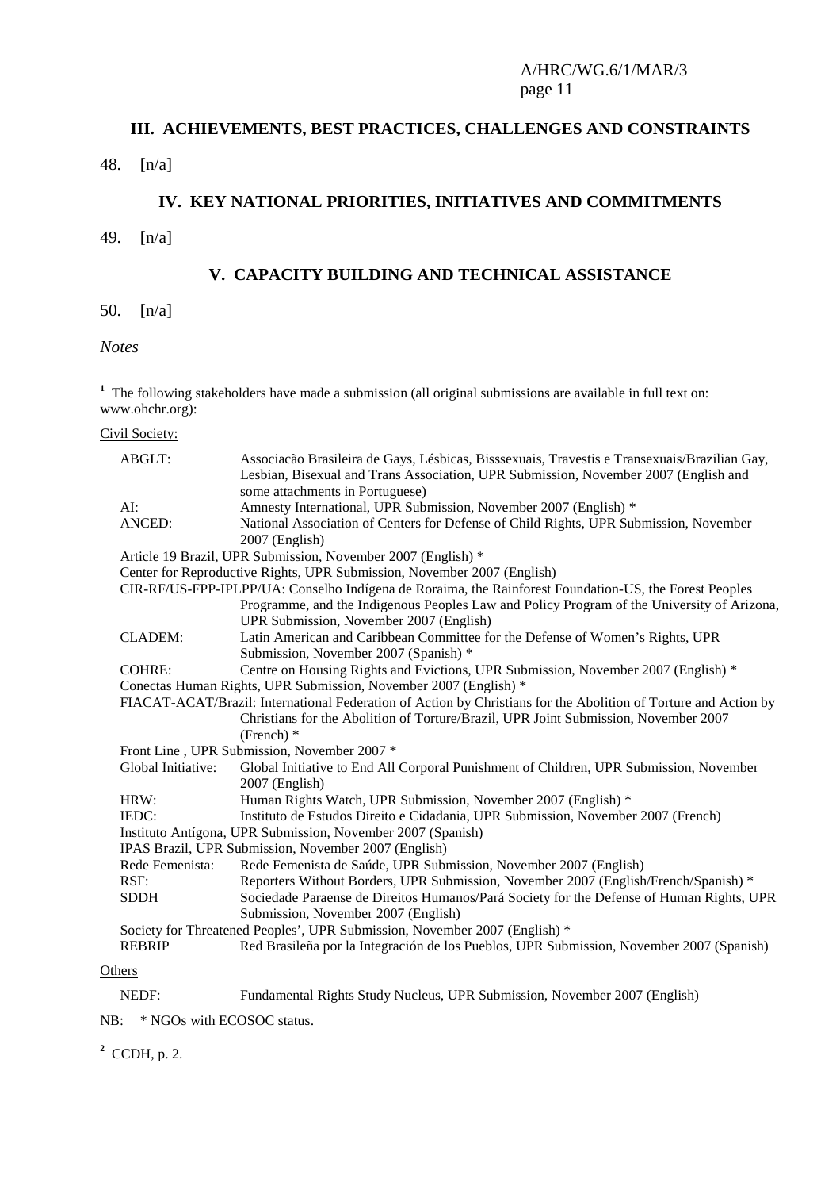## III. ACHIEVEMENTS, BEST PRACTICES, CHALLENGES AND CONSTRAINTS

48. [n/a]

## IV. KEY NATIONAL PRIORITIES, INITIATIVES AND COMMITMENTS

49. [n/a]

## V. CAPACITY BUILDING AND TECHNICAL ASSISTANCE

50. [n/a]

*Notes*

[1] The following stakeholders have made a submission (all original submissions are available in full text on: www.ohchr.org):

Civil Society:

ABGLT: Associacão Brasileira de Gays, Lésbicas, Bisssexuais, Travestis e Transexuais/Brazilian Gay, Lesbian, Bisexual and Trans Association, UPR Submission, November 2007 (English and some attachments in Portuguese)

AI: Amnesty International, UPR Submission, November 2007 (English) *

ANCED: National Association of Centers for Defense of Child Rights, UPR Submission, November 2007 (English)

Article 19 Brazil, UPR Submission, November 2007 (English) *

Center for Reproductive Rights, UPR Submission, November 2007 (English)

CIR-RF/US-FPP-IPLPP/UA: Conselho Indígena de Roraima, the Rainforest Foundation-US, the Forest Peoples Programme, and the Indigenous Peoples Law and Policy Program of the University of Arizona, UPR Submission, November 2007 (English)

CLADEM: Latin American and Caribbean Committee for the Defense of Women's Rights, UPR Submission, November 2007 (Spanish) *

COHRE: Centre on Housing Rights and Evictions, UPR Submission, November 2007 (English) *

Conectas Human Rights, UPR Submission, November 2007 (English) *

FIACAT-ACAT/Brazil: International Federation of Action by Christians for the Abolition of Torture and Action by Christians for the Abolition of Torture/Brazil, UPR Joint Submission, November 2007 (French) *

Front Line , UPR Submission, November 2007 *

Global Initiative: Global Initiative to End All Corporal Punishment of Children, UPR Submission, November 2007 (English)

HRW: Human Rights Watch, UPR Submission, November 2007 (English) *

IEDC: Instituto de Estudos Direito e Cidadania, UPR Submission, November 2007 (French)

Instituto Antígona, UPR Submission, November 2007 (Spanish)

IPAS Brazil, UPR Submission, November 2007 (English)

Rede Femenista: Rede Femenista de Saúde, UPR Submission, November 2007 (English)

RSF: Reporters Without Borders, UPR Submission, November 2007 (English/French/Spanish) *

SDDH Sociedade Paraense de Direitos Humanos/Pará Society for the Defense of Human Rights, UPR Submission, November 2007 (English)

Society for Threatened Peoples', UPR Submission, November 2007 (English) *

REBRIP Red Brasileña por la Integración de los Pueblos, UPR Submission, November 2007 (Spanish)

Others

NEDF: Fundamental Rights Study Nucleus, UPR Submission, November 2007 (English)

NB: * NGOs with ECOSOC status.

[2] CCDH, p. 2.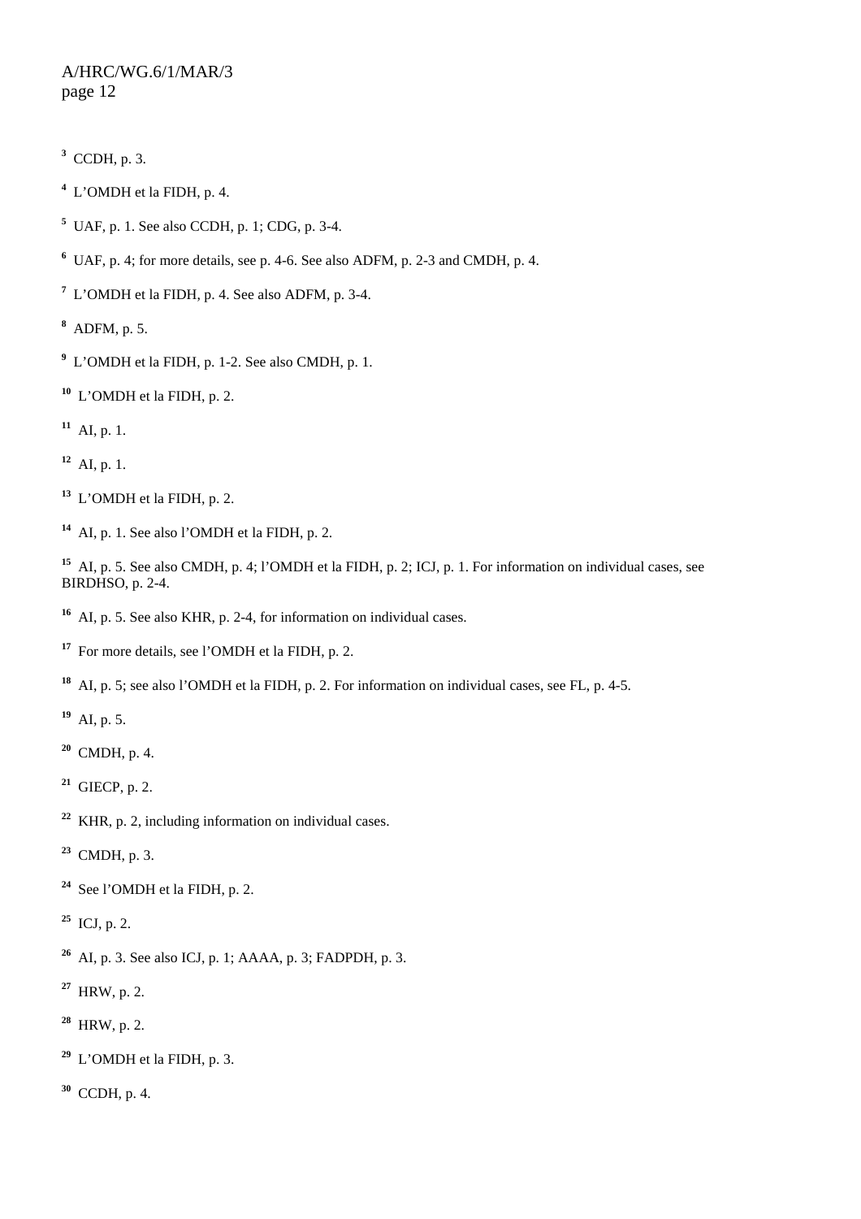[3] CCDH, p. 3.

[4] L'OMDH et la FIDH, p. 4.

[5] UAF, p. 1. See also CCDH, p. 1; CDG, p. 3-4.

[6] UAF, p. 4; for more details, see p. 4-6. See also ADFM, p. 2-3 and CMDH, p. 4.

[7] L'OMDH et la FIDH, p. 4. See also ADFM, p. 3-4.

[8] ADFM, p. 5.

[9] L'OMDH et la FIDH, p. 1-2. See also CMDH, p. 1.

[10] L'OMDH et la FIDH, p. 2.

[11] AI, p. 1.

[12] AI, p. 1.

[13] L'OMDH et la FIDH, p. 2.

[14] AI, p. 1. See also l'OMDH et la FIDH, p. 2.

[15] AI, p. 5. See also CMDH, p. 4; l'OMDH et la FIDH, p. 2; ICJ, p. 1. For information on individual cases, see BIRDHSO, p. 2-4.

[16] AI, p. 5. See also KHR, p. 2-4, for information on individual cases.

[17] For more details, see l'OMDH et la FIDH, p. 2.

[18] AI, p. 5; see also l'OMDH et la FIDH, p. 2. For information on individual cases, see FL, p. 4-5.

[19] AI, p. 5.

[20] CMDH, p. 4.

[21] GIECP, p. 2.

[22] KHR, p. 2, including information on individual cases.

[23] CMDH, p. 3.

[24] See l'OMDH et la FIDH, p. 2.

[25] ICJ, p. 2.

[26] AI, p. 3. See also ICJ, p. 1; AAAA, p. 3; FADPDH, p. 3.

[27] HRW, p. 2.

[28] HRW, p. 2.

[29] L'OMDH et la FIDH, p. 3.

[30] CCDH, p. 4.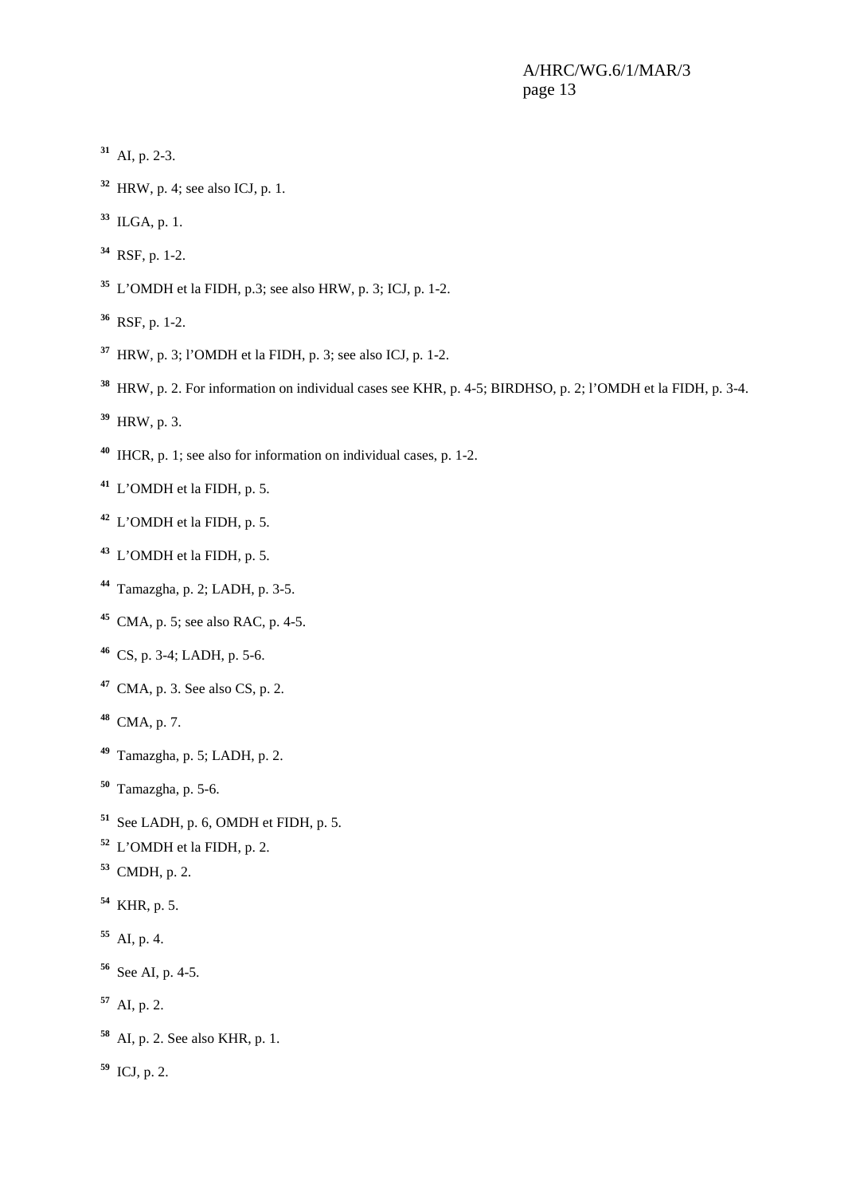[31] AI, p. 2-3.

[32] HRW, p. 4; see also ICJ, p. 1.

[33] ILGA, p. 1.

[34] RSF, p. 1-2.

[35] L'OMDH et la FIDH, p.3; see also HRW, p. 3; ICJ, p. 1-2.

[36] RSF, p. 1-2.

[37] HRW, p. 3; l'OMDH et la FIDH, p. 3; see also ICJ, p. 1-2.

[38] HRW, p. 2. For information on individual cases see KHR, p. 4-5; BIRDHSO, p. 2; l'OMDH et la FIDH, p. 3-4.

[39] HRW, p. 3.

[40] IHCR, p. 1; see also for information on individual cases, p. 1-2.

[41] L'OMDH et la FIDH, p. 5.

[42] L'OMDH et la FIDH, p. 5.

[43] L'OMDH et la FIDH, p. 5.

[44] Tamazgha, p. 2; LADH, p. 3-5.

[45] CMA, p. 5; see also RAC, p. 4-5.

[46] CS, p. 3-4; LADH, p. 5-6.

[47] CMA, p. 3. See also CS, p. 2.

[48] CMA, p. 7.

[49] Tamazgha, p. 5; LADH, p. 2.

[50] Tamazgha, p. 5-6.

[51] See LADH, p. 6, OMDH et FIDH, p. 5.

[52] L'OMDH et la FIDH, p. 2.

[53] CMDH, p. 2.

[54] KHR, p. 5.

[55] AI, p. 4.

[56] See AI, p. 4-5.

[57] AI, p. 2.

[58] AI, p. 2. See also KHR, p. 1.

[59] ICJ, p. 2.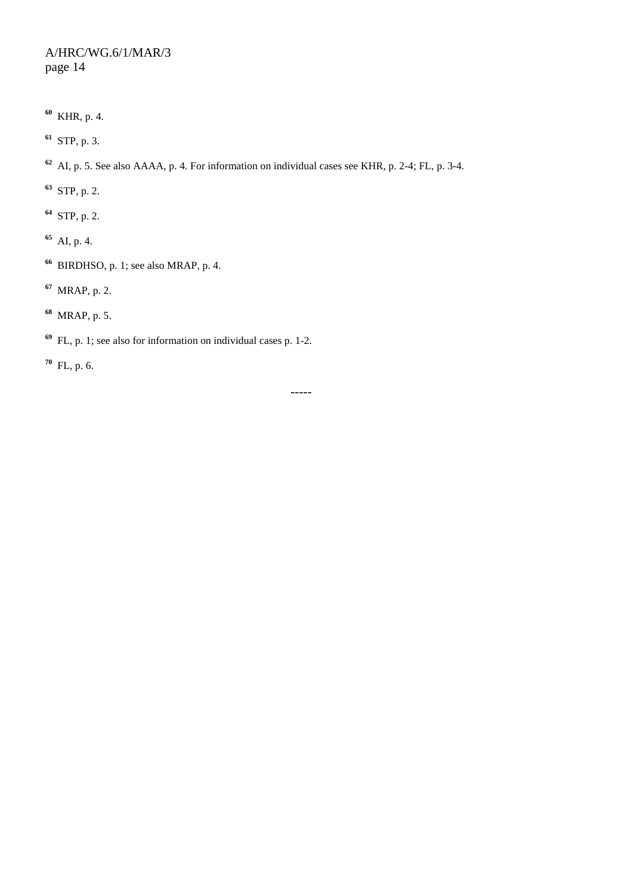[60] KHR, p. 4.

[61] STP, p. 3.

[62] AI, p. 5. See also AAAA, p. 4. For information on individual cases see KHR, p. 2-4; FL, p. 3-4.

[63] STP, p. 2.

[64] STP, p. 2.

[65] AI, p. 4.

[66] BIRDHSO, p. 1; see also MRAP, p. 4.

[67] MRAP, p. 2.

[68] MRAP, p. 5.

[69] FL, p. 1; see also for information on individual cases p. 1-2.

[70] FL, p. 6.

-----